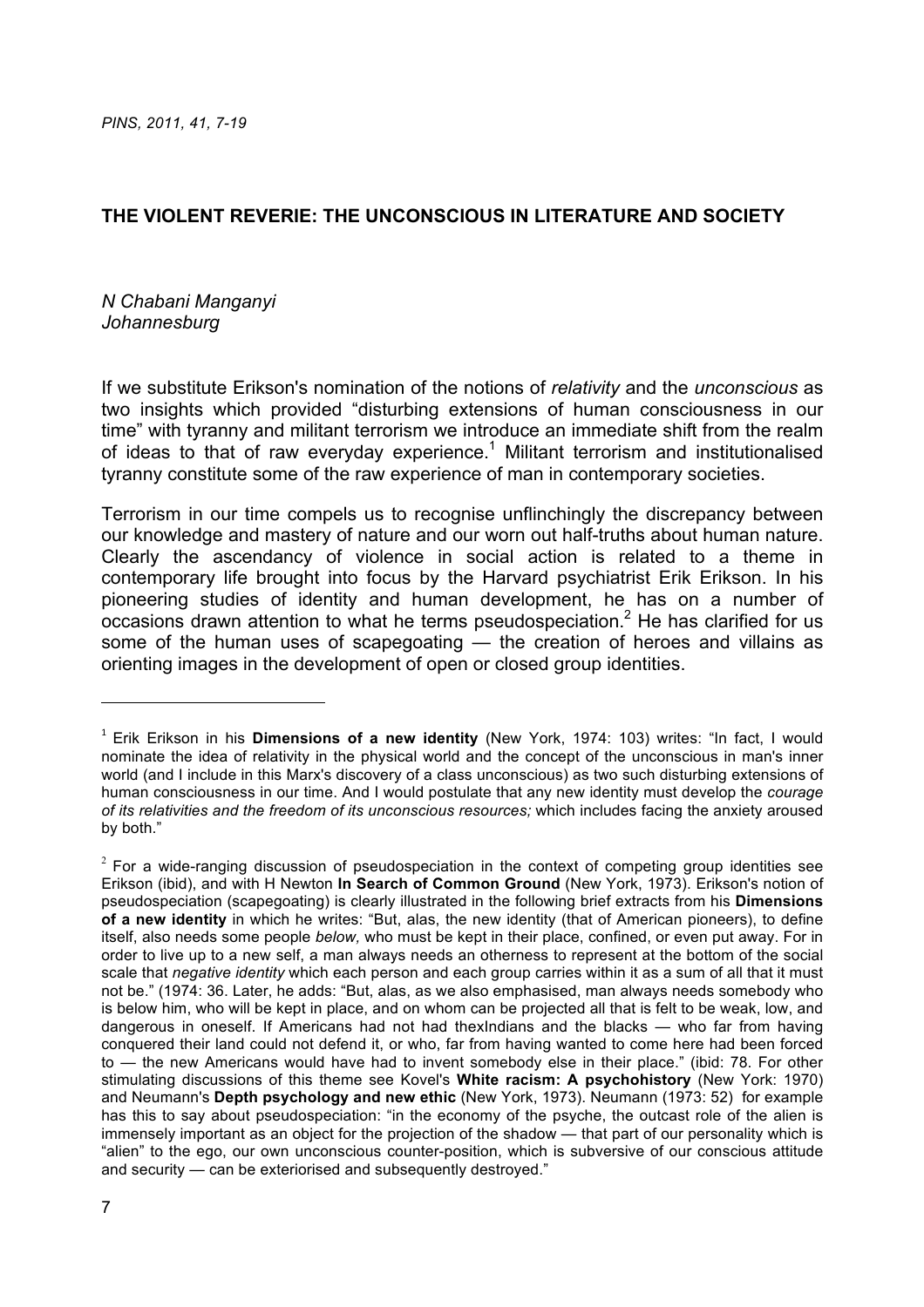# THE VIOLENT REVERIE: THE UNCONSCIOUS IN LITERATURE AND SOCIETY

*N Chabani Manganyi*
*Johannesburg*

If we substitute Erikson's nomination of the notions of *relativity* and the *unconscious* as two insights which provided "disturbing extensions of human consciousness in our time" with tyranny and militant terrorism we introduce an immediate shift from the realm of ideas to that of raw everyday experience.[1] Militant terrorism and institutionalised tyranny constitute some of the raw experience of man in contemporary societies.

Terrorism in our time compels us to recognise unflinchingly the discrepancy between our knowledge and mastery of nature and our worn out half-truths about human nature. Clearly the ascendancy of violence in social action is related to a theme in contemporary life brought into focus by the Harvard psychiatrist Erik Erikson. In his pioneering studies of identity and human development, he has on a number of occasions drawn attention to what he terms pseudospeciation.[2] He has clarified for us some of the human uses of scapegoating — the creation of heroes and villains as orienting images in the development of open or closed group identities.

---

[1] Erik Erikson in his **Dimensions of a new identity** (New York, 1974: 103) writes: "In fact, I would nominate the idea of relativity in the physical world and the concept of the unconscious in man's inner world (and I include in this Marx's discovery of a class unconscious) as two such disturbing extensions of human consciousness in our time. And I would postulate that any new identity must develop the *courage of its relativities and the freedom of its unconscious resources;* which includes facing the anxiety aroused by both."

[2] For a wide-ranging discussion of pseudospeciation in the context of competing group identities see Erikson (ibid), and with H Newton **In Search of Common Ground** (New York, 1973). Erikson's notion of pseudospeciation (scapegoating) is clearly illustrated in the following brief extracts from his **Dimensions of a new identity** in which he writes: "But, alas, the new identity (that of American pioneers), to define itself, also needs some people *below,* who must be kept in their place, confined, or even put away. For in order to live up to a new self, a man always needs an otherness to represent at the bottom of the social scale that *negative identity* which each person and each group carries within it as a sum of all that it must not be." (1974: 36. Later, he adds: "But, alas, as we also emphasised, man always needs somebody who is below him, who will be kept in place, and on whom can be projected all that is felt to be weak, low, and dangerous in oneself. If Americans had not had thexIndians and the blacks — who far from having conquered their land could not defend it, or who, far from having wanted to come here had been forced to — the new Americans would have had to invent somebody else in their place." (ibid: 78. For other stimulating discussions of this theme see Kovel's **White racism: A psychohistory** (New York: 1970) and Neumann's **Depth psychology and new ethic** (New York, 1973). Neumann (1973: 52) for example has this to say about pseudospeciation: "in the economy of the psyche, the outcast role of the alien is immensely important as an object for the projection of the shadow — that part of our personality which is "alien" to the ego, our own unconscious counter-position, which is subversive of our conscious attitude and security — can be exteriorised and subsequently destroyed."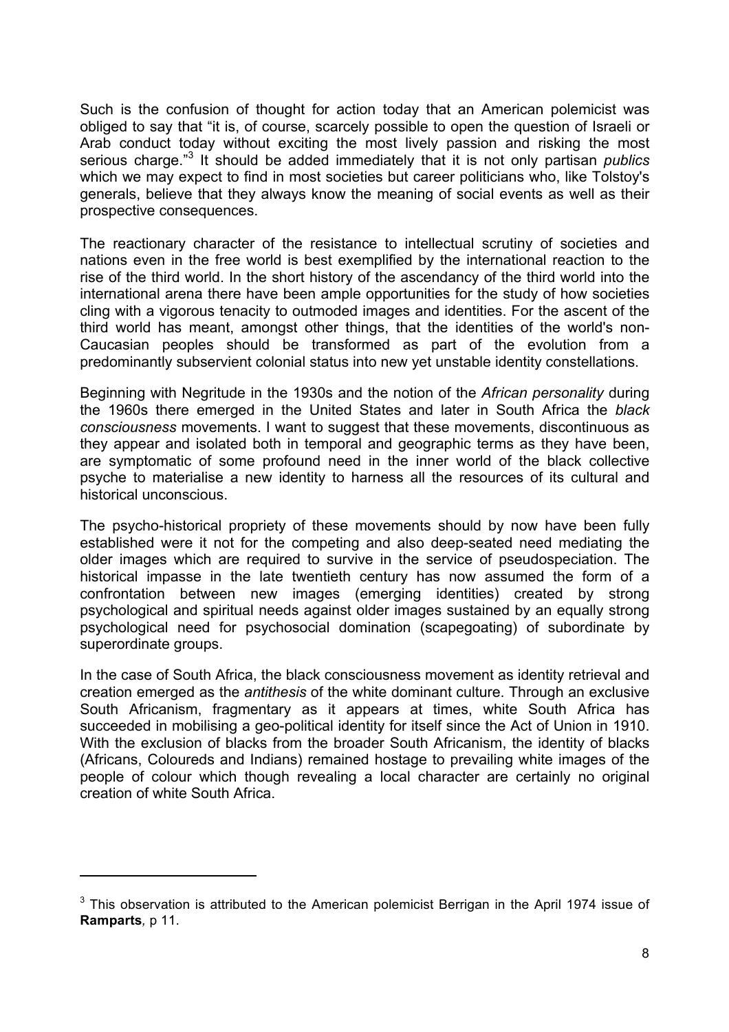Such is the confusion of thought for action today that an American polemicist was obliged to say that "it is, of course, scarcely possible to open the question of Israeli or Arab conduct today without exciting the most lively passion and risking the most serious charge."[3] It should be added immediately that it is not only partisan *publics* which we may expect to find in most societies but career politicians who, like Tolstoy's generals, believe that they always know the meaning of social events as well as their prospective consequences.

The reactionary character of the resistance to intellectual scrutiny of societies and nations even in the free world is best exemplified by the international reaction to the rise of the third world. In the short history of the ascendancy of the third world into the international arena there have been ample opportunities for the study of how societies cling with a vigorous tenacity to outmoded images and identities. For the ascent of the third world has meant, amongst other things, that the identities of the world's non-Caucasian peoples should be transformed as part of the evolution from a predominantly subservient colonial status into new yet unstable identity constellations.

Beginning with Negritude in the 1930s and the notion of the *African personality* during the 1960s there emerged in the United States and later in South Africa the *black consciousness* movements. I want to suggest that these movements, discontinuous as they appear and isolated both in temporal and geographic terms as they have been, are symptomatic of some profound need in the inner world of the black collective psyche to materialise a new identity to harness all the resources of its cultural and historical unconscious.

The psycho-historical propriety of these movements should by now have been fully established were it not for the competing and also deep-seated need mediating the older images which are required to survive in the service of pseudospeciation. The historical impasse in the late twentieth century has now assumed the form of a confrontation between new images (emerging identities) created by strong psychological and spiritual needs against older images sustained by an equally strong psychological need for psychosocial domination (scapegoating) of subordinate by superordinate groups.

In the case of South Africa, the black consciousness movement as identity retrieval and creation emerged as the *antithesis* of the white dominant culture. Through an exclusive South Africanism, fragmentary as it appears at times, white South Africa has succeeded in mobilising a geo-political identity for itself since the Act of Union in 1910. With the exclusion of blacks from the broader South Africanism, the identity of blacks (Africans, Coloureds and Indians) remained hostage to prevailing white images of the people of colour which though revealing a local character are certainly no original creation of white South Africa.

---

[3] This observation is attributed to the American polemicist Berrigan in the April 1974 issue of **Ramparts**, p 11.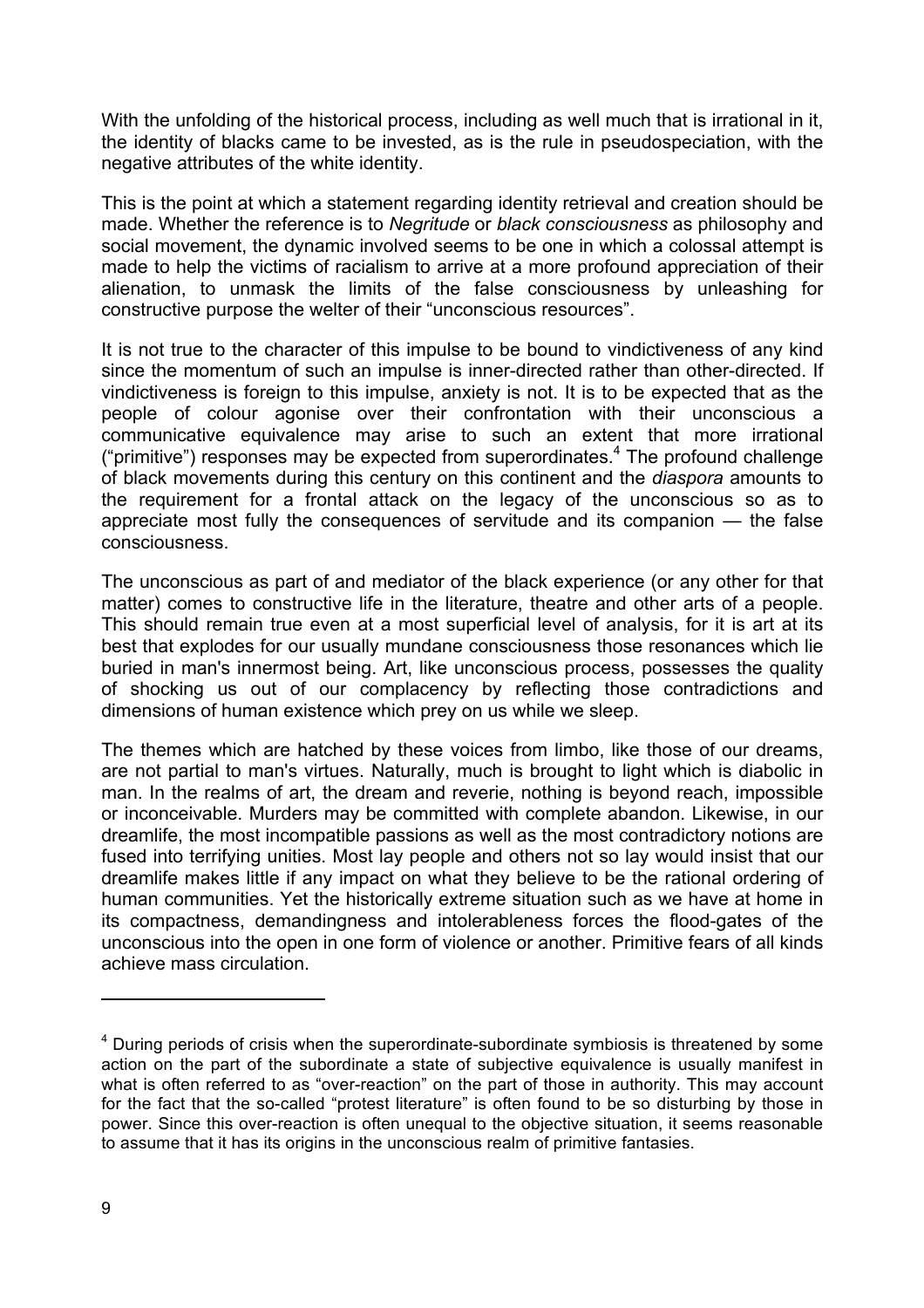With the unfolding of the historical process, including as well much that is irrational in it, the identity of blacks came to be invested, as is the rule in pseudospeciation, with the negative attributes of the white identity.

This is the point at which a statement regarding identity retrieval and creation should be made. Whether the reference is to *Negritude* or *black consciousness* as philosophy and social movement, the dynamic involved seems to be one in which a colossal attempt is made to help the victims of racialism to arrive at a more profound appreciation of their alienation, to unmask the limits of the false consciousness by unleashing for constructive purpose the welter of their "unconscious resources".

It is not true to the character of this impulse to be bound to vindictiveness of any kind since the momentum of such an impulse is inner-directed rather than other-directed. If vindictiveness is foreign to this impulse, anxiety is not. It is to be expected that as the people of colour agonise over their confrontation with their unconscious a communicative equivalence may arise to such an extent that more irrational ("primitive") responses may be expected from superordinates.[4] The profound challenge of black movements during this century on this continent and the *diaspora* amounts to the requirement for a frontal attack on the legacy of the unconscious so as to appreciate most fully the consequences of servitude and its companion — the false consciousness.

The unconscious as part of and mediator of the black experience (or any other for that matter) comes to constructive life in the literature, theatre and other arts of a people. This should remain true even at a most superficial level of analysis, for it is art at its best that explodes for our usually mundane consciousness those resonances which lie buried in man's innermost being. Art, like unconscious process, possesses the quality of shocking us out of our complacency by reflecting those contradictions and dimensions of human existence which prey on us while we sleep.

The themes which are hatched by these voices from limbo, like those of our dreams, are not partial to man's virtues. Naturally, much is brought to light which is diabolic in man. In the realms of art, the dream and reverie, nothing is beyond reach, impossible or inconceivable. Murders may be committed with complete abandon. Likewise, in our dreamlife, the most incompatible passions as well as the most contradictory notions are fused into terrifying unities. Most lay people and others not so lay would insist that our dreamlife makes little if any impact on what they believe to be the rational ordering of human communities. Yet the historically extreme situation such as we have at home in its compactness, demandingness and intolerableness forces the flood-gates of the unconscious into the open in one form of violence or another. Primitive fears of all kinds achieve mass circulation.

---

[4] During periods of crisis when the superordinate-subordinate symbiosis is threatened by some action on the part of the subordinate a state of subjective equivalence is usually manifest in what is often referred to as "over-reaction" on the part of those in authority. This may account for the fact that the so-called "protest literature" is often found to be so disturbing by those in power. Since this over-reaction is often unequal to the objective situation, it seems reasonable to assume that it has its origins in the unconscious realm of primitive fantasies.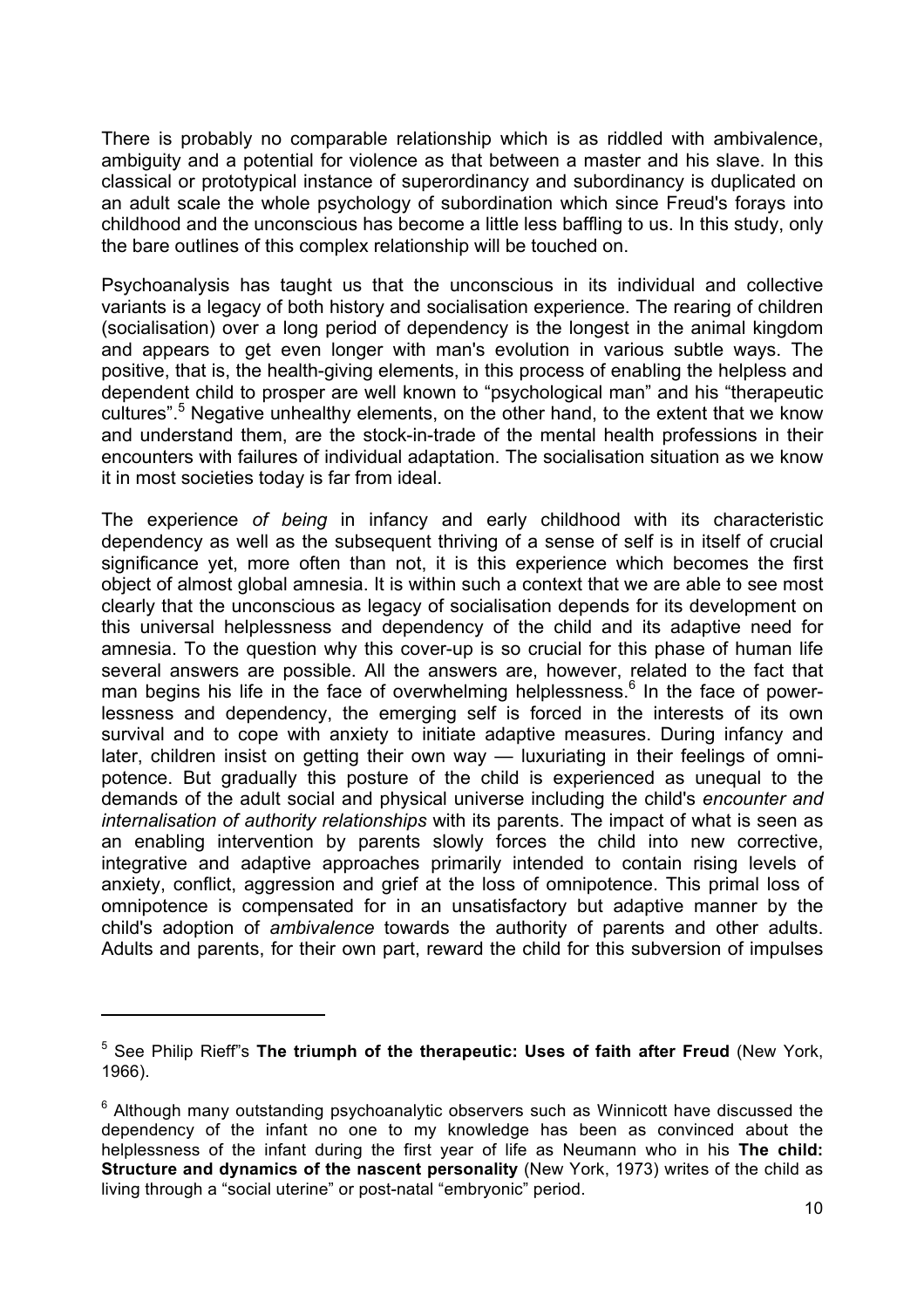There is probably no comparable relationship which is as riddled with ambivalence, ambiguity and a potential for violence as that between a master and his slave. In this classical or prototypical instance of superordinancy and subordinancy is duplicated on an adult scale the whole psychology of subordination which since Freud's forays into childhood and the unconscious has become a little less baffling to us. In this study, only the bare outlines of this complex relationship will be touched on.

Psychoanalysis has taught us that the unconscious in its individual and collective variants is a legacy of both history and socialisation experience. The rearing of children (socialisation) over a long period of dependency is the longest in the animal kingdom and appears to get even longer with man's evolution in various subtle ways. The positive, that is, the health-giving elements, in this process of enabling the helpless and dependent child to prosper are well known to "psychological man" and his "therapeutic cultures".[5] Negative unhealthy elements, on the other hand, to the extent that we know and understand them, are the stock-in-trade of the mental health professions in their encounters with failures of individual adaptation. The socialisation situation as we know it in most societies today is far from ideal.

The experience *of being* in infancy and early childhood with its characteristic dependency as well as the subsequent thriving of a sense of self is in itself of crucial significance yet, more often than not, it is this experience which becomes the first object of almost global amnesia. It is within such a context that we are able to see most clearly that the unconscious as legacy of socialisation depends for its development on this universal helplessness and dependency of the child and its adaptive need for amnesia. To the question why this cover-up is so crucial for this phase of human life several answers are possible. All the answers are, however, related to the fact that man begins his life in the face of overwhelming helplessness.[6] In the face of powerlessness and dependency, the emerging self is forced in the interests of its own survival and to cope with anxiety to initiate adaptive measures. During infancy and later, children insist on getting their own way — luxuriating in their feelings of omnipotence. But gradually this posture of the child is experienced as unequal to the demands of the adult social and physical universe including the child's *encounter and internalisation of authority relationships* with its parents. The impact of what is seen as an enabling intervention by parents slowly forces the child into new corrective, integrative and adaptive approaches primarily intended to contain rising levels of anxiety, conflict, aggression and grief at the loss of omnipotence. This primal loss of omnipotence is compensated for in an unsatisfactory but adaptive manner by the child's adoption of *ambivalence* towards the authority of parents and other adults. Adults and parents, for their own part, reward the child for this subversion of impulses

---

[5] See Philip Rieff's **The triumph of the therapeutic: Uses of faith after Freud** (New York, 1966).

[6] Although many outstanding psychoanalytic observers such as Winnicott have discussed the dependency of the infant no one to my knowledge has been as convinced about the helplessness of the infant during the first year of life as Neumann who in his **The child: Structure and dynamics of the nascent personality** (New York, 1973) writes of the child as living through a "social uterine" or post-natal "embryonic" period.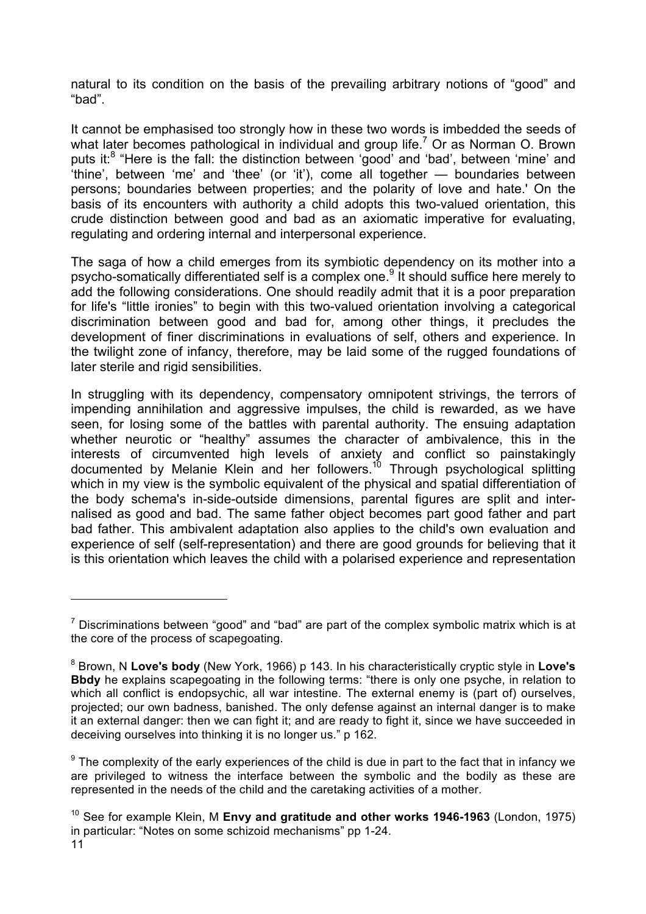natural to its condition on the basis of the prevailing arbitrary notions of "good" and "bad".

It cannot be emphasised too strongly how in these two words is imbedded the seeds of what later becomes pathological in individual and group life.[7] Or as Norman O. Brown puts it:[8] "Here is the fall: the distinction between 'good' and 'bad', between 'mine' and 'thine', between 'me' and 'thee' (or 'it'), come all together — boundaries between persons; boundaries between properties; and the polarity of love and hate.' On the basis of its encounters with authority a child adopts this two-valued orientation, this crude distinction between good and bad as an axiomatic imperative for evaluating, regulating and ordering internal and interpersonal experience.

The saga of how a child emerges from its symbiotic dependency on its mother into a psycho-somatically differentiated self is a complex one.[9] It should suffice here merely to add the following considerations. One should readily admit that it is a poor preparation for life's "little ironies" to begin with this two-valued orientation involving a categorical discrimination between good and bad for, among other things, it precludes the development of finer discriminations in evaluations of self, others and experience. In the twilight zone of infancy, therefore, may be laid some of the rugged foundations of later sterile and rigid sensibilities.

In struggling with its dependency, compensatory omnipotent strivings, the terrors of impending annihilation and aggressive impulses, the child is rewarded, as we have seen, for losing some of the battles with parental authority. The ensuing adaptation whether neurotic or "healthy" assumes the character of ambivalence, this in the interests of circumvented high levels of anxiety and conflict so painstakingly documented by Melanie Klein and her followers.[10] Through psychological splitting which in my view is the symbolic equivalent of the physical and spatial differentiation of the body schema's in-side-outside dimensions, parental figures are split and internalised as good and bad. The same father object becomes part good father and part bad father. This ambivalent adaptation also applies to the child's own evaluation and experience of self (self-representation) and there are good grounds for believing that it is this orientation which leaves the child with a polarised experience and representation

---

[7] Discriminations between "good" and "bad" are part of the complex symbolic matrix which is at the core of the process of scapegoating.

[8] Brown, N **Love's body** (New York, 1966) p 143. In his characteristically cryptic style in **Love's Bbdy** he explains scapegoating in the following terms: "there is only one psyche, in relation to which all conflict is endopsychic, all war intestine. The external enemy is (part of) ourselves, projected; our own badness, banished. The only defense against an internal danger is to make it an external danger: then we can fight it; and are ready to fight it, since we have succeeded in deceiving ourselves into thinking it is no longer us." p 162.

[9] The complexity of the early experiences of the child is due in part to the fact that in infancy we are privileged to witness the interface between the symbolic and the bodily as these are represented in the needs of the child and the caretaking activities of a mother.

[10] See for example Klein, M **Envy and gratitude and other works 1946-1963** (London, 1975) in particular: "Notes on some schizoid mechanisms" pp 1-24.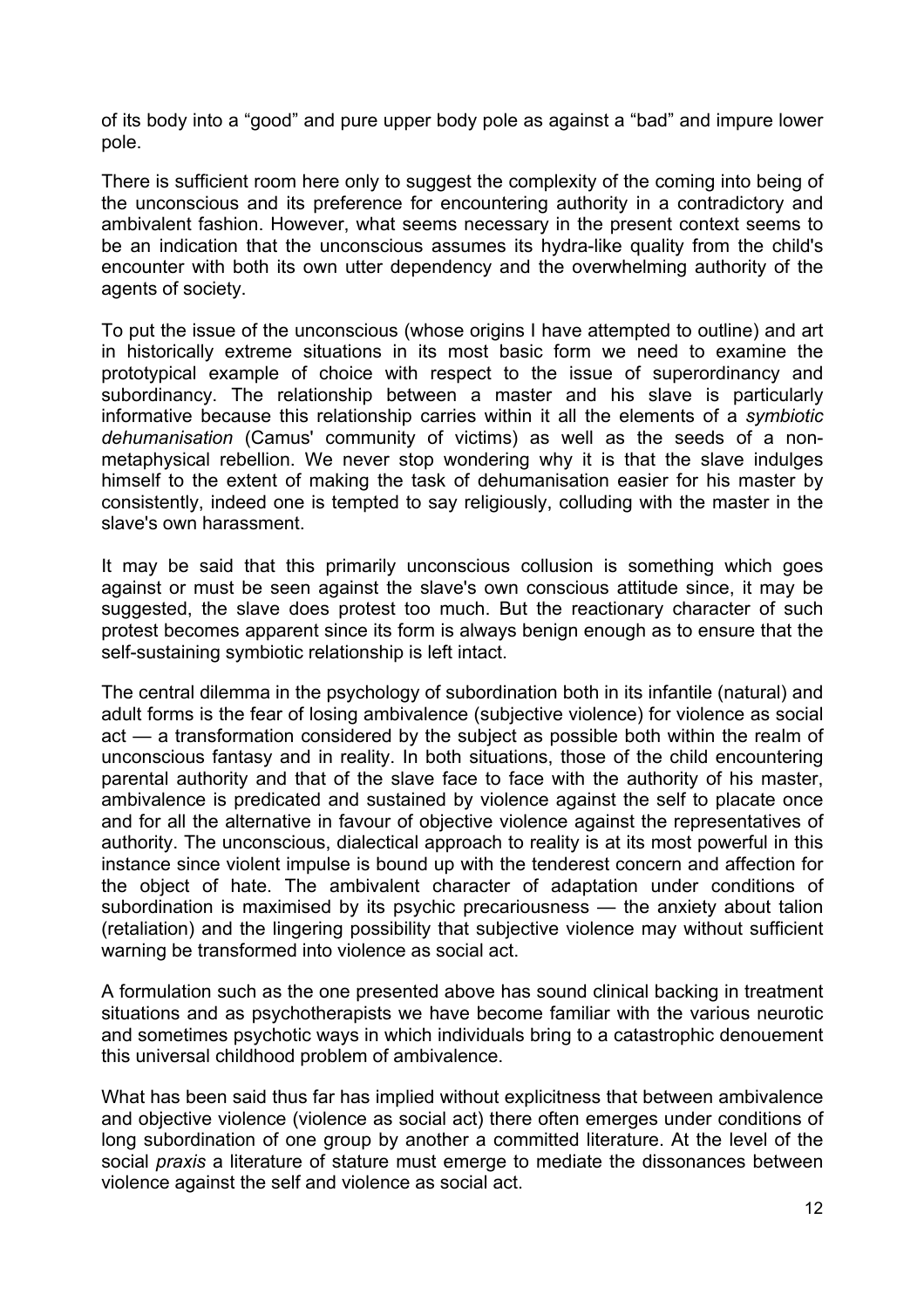of its body into a "good" and pure upper body pole as against a "bad" and impure lower pole.

There is sufficient room here only to suggest the complexity of the coming into being of the unconscious and its preference for encountering authority in a contradictory and ambivalent fashion. However, what seems necessary in the present context seems to be an indication that the unconscious assumes its hydra-like quality from the child's encounter with both its own utter dependency and the overwhelming authority of the agents of society.

To put the issue of the unconscious (whose origins I have attempted to outline) and art in historically extreme situations in its most basic form we need to examine the prototypical example of choice with respect to the issue of superordinancy and subordinancy. The relationship between a master and his slave is particularly informative because this relationship carries within it all the elements of a *symbiotic dehumanisation* (Camus' community of victims) as well as the seeds of a non-metaphysical rebellion. We never stop wondering why it is that the slave indulges himself to the extent of making the task of dehumanisation easier for his master by consistently, indeed one is tempted to say religiously, colluding with the master in the slave's own harassment.

It may be said that this primarily unconscious collusion is something which goes against or must be seen against the slave's own conscious attitude since, it may be suggested, the slave does protest too much. But the reactionary character of such protest becomes apparent since its form is always benign enough as to ensure that the self-sustaining symbiotic relationship is left intact.

The central dilemma in the psychology of subordination both in its infantile (natural) and adult forms is the fear of losing ambivalence (subjective violence) for violence as social act — a transformation considered by the subject as possible both within the realm of unconscious fantasy and in reality. In both situations, those of the child encountering parental authority and that of the slave face to face with the authority of his master, ambivalence is predicated and sustained by violence against the self to placate once and for all the alternative in favour of objective violence against the representatives of authority. The unconscious, dialectical approach to reality is at its most powerful in this instance since violent impulse is bound up with the tenderest concern and affection for the object of hate. The ambivalent character of adaptation under conditions of subordination is maximised by its psychic precariousness — the anxiety about talion (retaliation) and the lingering possibility that subjective violence may without sufficient warning be transformed into violence as social act.

A formulation such as the one presented above has sound clinical backing in treatment situations and as psychotherapists we have become familiar with the various neurotic and sometimes psychotic ways in which individuals bring to a catastrophic denouement this universal childhood problem of ambivalence.

What has been said thus far has implied without explicitness that between ambivalence and objective violence (violence as social act) there often emerges under conditions of long subordination of one group by another a committed literature. At the level of the social *praxis* a literature of stature must emerge to mediate the dissonances between violence against the self and violence as social act.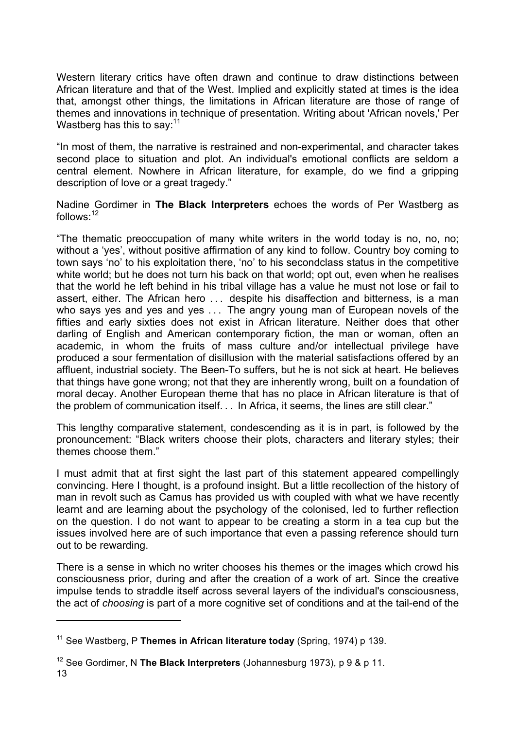Western literary critics have often drawn and continue to draw distinctions between African literature and that of the West. Implied and explicitly stated at times is the idea that, amongst other things, the limitations in African literature are those of range of themes and innovations in technique of presentation. Writing about 'African novels,' Per Wastberg has this to say:[11]

"In most of them, the narrative is restrained and non-experimental, and character takes second place to situation and plot. An individual's emotional conflicts are seldom a central element. Nowhere in African literature, for example, do we find a gripping description of love or a great tragedy."

Nadine Gordimer in **The Black Interpreters** echoes the words of Per Wastberg as follows:[12]

"The thematic preoccupation of many white writers in the world today is no, no, no; without a 'yes', without positive affirmation of any kind to follow. Country boy coming to town says 'no' to his exploitation there, 'no' to his secondclass status in the competitive white world; but he does not turn his back on that world; opt out, even when he realises that the world he left behind in his tribal village has a value he must not lose or fail to assert, either. The African hero . . . despite his disaffection and bitterness, is a man who says yes and yes and yes . . . The angry young man of European novels of the fifties and early sixties does not exist in African literature. Neither does that other darling of English and American contemporary fiction, the man or woman, often an academic, in whom the fruits of mass culture and/or intellectual privilege have produced a sour fermentation of disillusion with the material satisfactions offered by an affluent, industrial society. The Been-To suffers, but he is not sick at heart. He believes that things have gone wrong; not that they are inherently wrong, built on a foundation of moral decay. Another European theme that has no place in African literature is that of the problem of communication itself. . . In Africa, it seems, the lines are still clear."

This lengthy comparative statement, condescending as it is in part, is followed by the pronouncement: "Black writers choose their plots, characters and literary styles; their themes choose them."

I must admit that at first sight the last part of this statement appeared compellingly convincing. Here I thought, is a profound insight. But a little recollection of the history of man in revolt such as Camus has provided us with coupled with what we have recently learnt and are learning about the psychology of the colonised, led to further reflection on the question. I do not want to appear to be creating a storm in a tea cup but the issues involved here are of such importance that even a passing reference should turn out to be rewarding.

There is a sense in which no writer chooses his themes or the images which crowd his consciousness prior, during and after the creation of a work of art. Since the creative impulse tends to straddle itself across several layers of the individual's consciousness, the act of *choosing* is part of a more cognitive set of conditions and at the tail-end of the

---

[11] See Wastberg, P **Themes in African literature today** (Spring, 1974) p 139.

[12] See Gordimer, N **The Black Interpreters** (Johannesburg 1973), p 9 & p 11.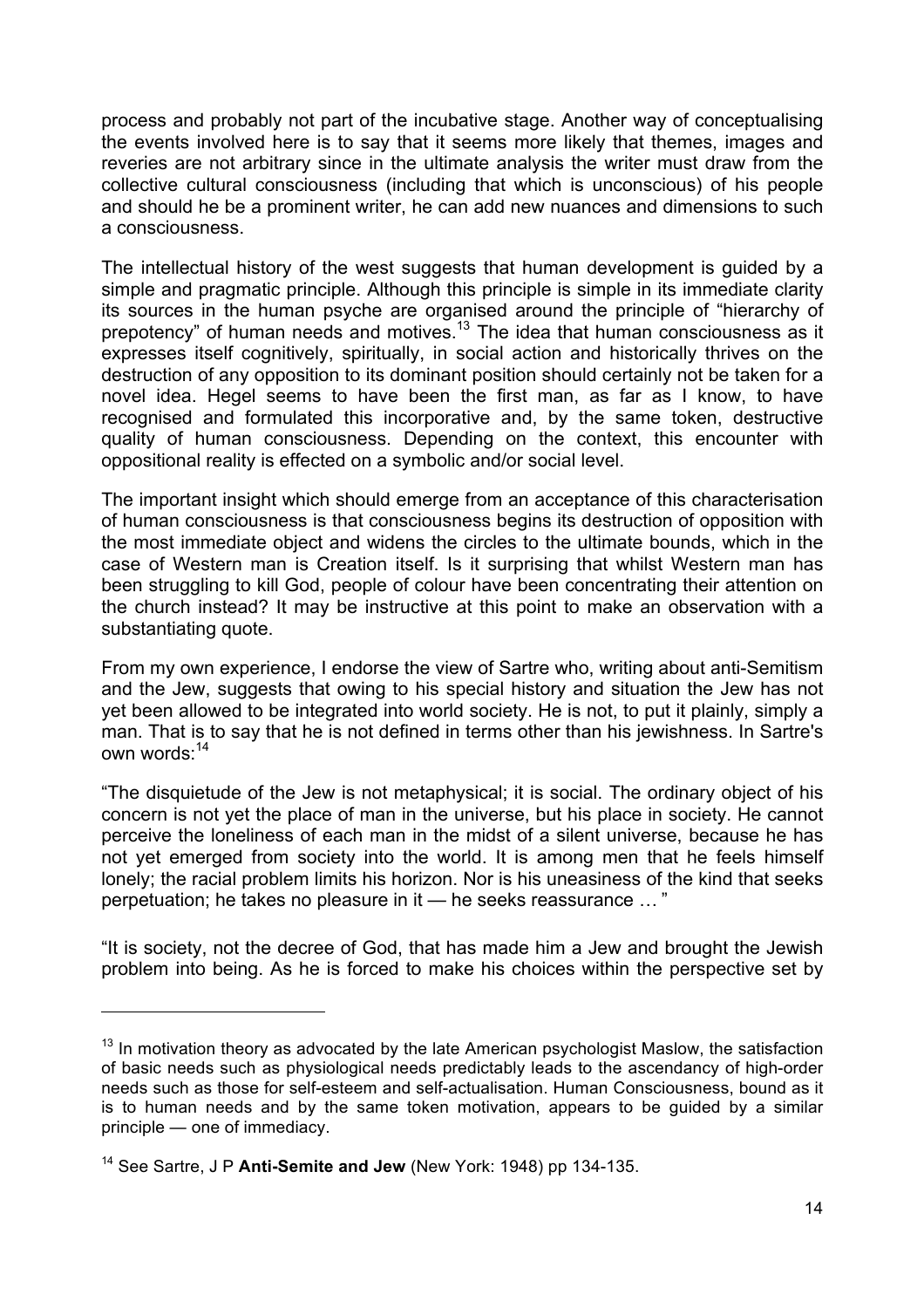process and probably not part of the incubative stage. Another way of conceptualising the events involved here is to say that it seems more likely that themes, images and reveries are not arbitrary since in the ultimate analysis the writer must draw from the collective cultural consciousness (including that which is unconscious) of his people and should he be a prominent writer, he can add new nuances and dimensions to such a consciousness.

The intellectual history of the west suggests that human development is guided by a simple and pragmatic principle. Although this principle is simple in its immediate clarity its sources in the human psyche are organised around the principle of "hierarchy of prepotency" of human needs and motives.[13] The idea that human consciousness as it expresses itself cognitively, spiritually, in social action and historically thrives on the destruction of any opposition to its dominant position should certainly not be taken for a novel idea. Hegel seems to have been the first man, as far as I know, to have recognised and formulated this incorporative and, by the same token, destructive quality of human consciousness. Depending on the context, this encounter with oppositional reality is effected on a symbolic and/or social level.

The important insight which should emerge from an acceptance of this characterisation of human consciousness is that consciousness begins its destruction of opposition with the most immediate object and widens the circles to the ultimate bounds, which in the case of Western man is Creation itself. Is it surprising that whilst Western man has been struggling to kill God, people of colour have been concentrating their attention on the church instead? It may be instructive at this point to make an observation with a substantiating quote.

From my own experience, I endorse the view of Sartre who, writing about anti-Semitism and the Jew, suggests that owing to his special history and situation the Jew has not yet been allowed to be integrated into world society. He is not, to put it plainly, simply a man. That is to say that he is not defined in terms other than his jewishness. In Sartre's own words:[14]

"The disquietude of the Jew is not metaphysical; it is social. The ordinary object of his concern is not yet the place of man in the universe, but his place in society. He cannot perceive the loneliness of each man in the midst of a silent universe, because he has not yet emerged from society into the world. It is among men that he feels himself lonely; the racial problem limits his horizon. Nor is his uneasiness of the kind that seeks perpetuation; he takes no pleasure in it — he seeks reassurance … "

"It is society, not the decree of God, that has made him a Jew and brought the Jewish problem into being. As he is forced to make his choices within the perspective set by

---

[13] In motivation theory as advocated by the late American psychologist Maslow, the satisfaction of basic needs such as physiological needs predictably leads to the ascendancy of high-order needs such as those for self-esteem and self-actualisation. Human Consciousness, bound as it is to human needs and by the same token motivation, appears to be guided by a similar principle — one of immediacy.

[14] See Sartre, J P **Anti-Semite and Jew** (New York: 1948) pp 134-135.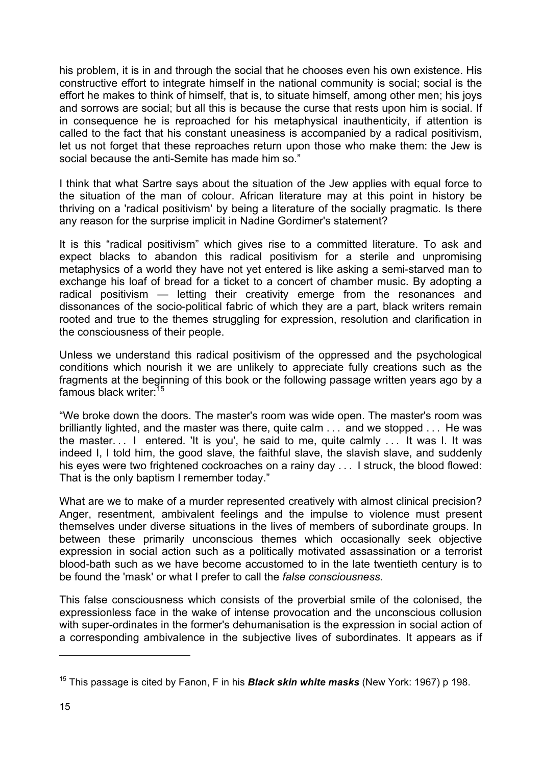his problem, it is in and through the social that he chooses even his own existence. His constructive effort to integrate himself in the national community is social; social is the effort he makes to think of himself, that is, to situate himself, among other men; his joys and sorrows are social; but all this is because the curse that rests upon him is social. If in consequence he is reproached for his metaphysical inauthenticity, if attention is called to the fact that his constant uneasiness is accompanied by a radical positivism, let us not forget that these reproaches return upon those who make them: the Jew is social because the anti-Semite has made him so."

I think that what Sartre says about the situation of the Jew applies with equal force to the situation of the man of colour. African literature may at this point in history be thriving on a 'radical positivism' by being a literature of the socially pragmatic. Is there any reason for the surprise implicit in Nadine Gordimer's statement?

It is this "radical positivism" which gives rise to a committed literature. To ask and expect blacks to abandon this radical positivism for a sterile and unpromising metaphysics of a world they have not yet entered is like asking a semi-starved man to exchange his loaf of bread for a ticket to a concert of chamber music. By adopting a radical positivism — letting their creativity emerge from the resonances and dissonances of the socio-political fabric of which they are a part, black writers remain rooted and true to the themes struggling for expression, resolution and clarification in the consciousness of their people.

Unless we understand this radical positivism of the oppressed and the psychological conditions which nourish it we are unlikely to appreciate fully creations such as the fragments at the beginning of this book or the following passage written years ago by a famous black writer:[15]

"We broke down the doors. The master's room was wide open. The master's room was brilliantly lighted, and the master was there, quite calm . . . and we stopped . . . He was the master. . . I entered. 'It is you', he said to me, quite calmly . . . It was I. It was indeed I, I told him, the good slave, the faithful slave, the slavish slave, and suddenly his eyes were two frightened cockroaches on a rainy day . . . I struck, the blood flowed: That is the only baptism I remember today."

What are we to make of a murder represented creatively with almost clinical precision? Anger, resentment, ambivalent feelings and the impulse to violence must present themselves under diverse situations in the lives of members of subordinate groups. In between these primarily unconscious themes which occasionally seek objective expression in social action such as a politically motivated assassination or a terrorist blood-bath such as we have become accustomed to in the late twentieth century is to be found the 'mask' or what I prefer to call the *false consciousness.*

This false consciousness which consists of the proverbial smile of the colonised, the expressionless face in the wake of intense provocation and the unconscious collusion with super-ordinates in the former's dehumanisation is the expression in social action of a corresponding ambivalence in the subjective lives of subordinates. It appears as if

---

[15] This passage is cited by Fanon, F in his ***Black skin white masks*** (New York: 1967) p 198.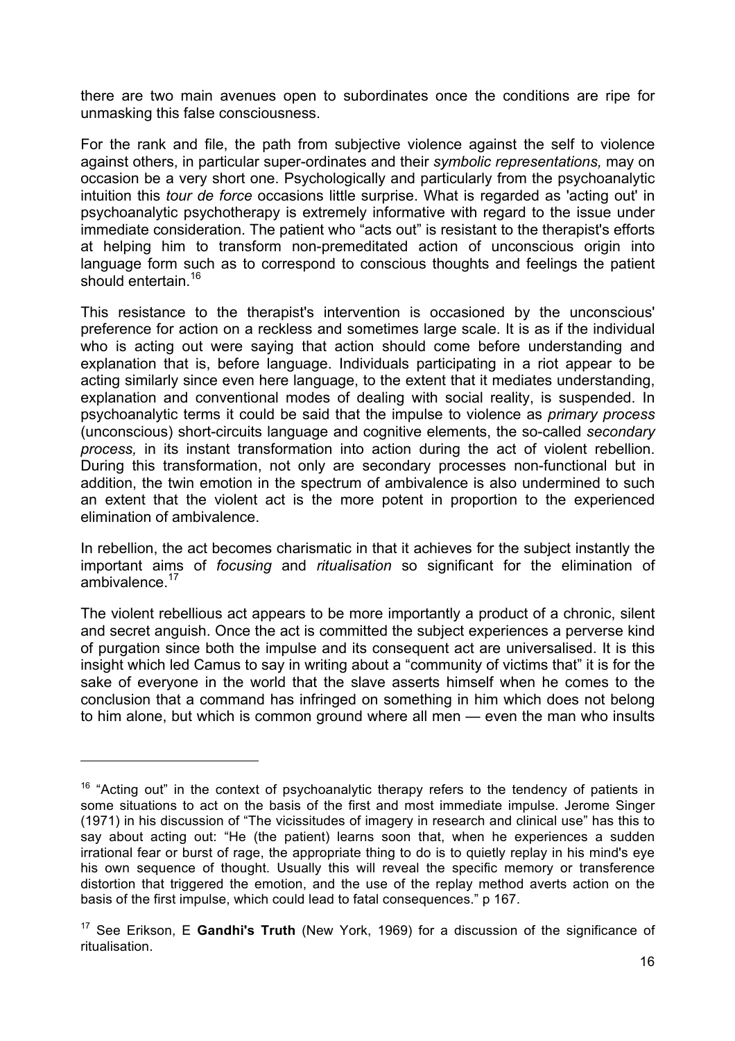there are two main avenues open to subordinates once the conditions are ripe for unmasking this false consciousness.

For the rank and file, the path from subjective violence against the self to violence against others, in particular super-ordinates and their *symbolic representations,* may on occasion be a very short one. Psychologically and particularly from the psychoanalytic intuition this *tour de force* occasions little surprise. What is regarded as 'acting out' in psychoanalytic psychotherapy is extremely informative with regard to the issue under immediate consideration. The patient who "acts out" is resistant to the therapist's efforts at helping him to transform non-premeditated action of unconscious origin into language form such as to correspond to conscious thoughts and feelings the patient should entertain.[16]

This resistance to the therapist's intervention is occasioned by the unconscious' preference for action on a reckless and sometimes large scale. It is as if the individual who is acting out were saying that action should come before understanding and explanation that is, before language. Individuals participating in a riot appear to be acting similarly since even here language, to the extent that it mediates understanding, explanation and conventional modes of dealing with social reality, is suspended. In psychoanalytic terms it could be said that the impulse to violence as *primary process* (unconscious) short-circuits language and cognitive elements, the so-called *secondary process,* in its instant transformation into action during the act of violent rebellion. During this transformation, not only are secondary processes non-functional but in addition, the twin emotion in the spectrum of ambivalence is also undermined to such an extent that the violent act is the more potent in proportion to the experienced elimination of ambivalence.

In rebellion, the act becomes charismatic in that it achieves for the subject instantly the important aims of *focusing* and *ritualisation* so significant for the elimination of ambivalence.[17]

The violent rebellious act appears to be more importantly a product of a chronic, silent and secret anguish. Once the act is committed the subject experiences a perverse kind of purgation since both the impulse and its consequent act are universalised. It is this insight which led Camus to say in writing about a "community of victims that" it is for the sake of everyone in the world that the slave asserts himself when he comes to the conclusion that a command has infringed on something in him which does not belong to him alone, but which is common ground where all men — even the man who insults

---

[16] "Acting out" in the context of psychoanalytic therapy refers to the tendency of patients in some situations to act on the basis of the first and most immediate impulse. Jerome Singer (1971) in his discussion of "The vicissitudes of imagery in research and clinical use" has this to say about acting out: "He (the patient) learns soon that, when he experiences a sudden irrational fear or burst of rage, the appropriate thing to do is to quietly replay in his mind's eye his own sequence of thought. Usually this will reveal the specific memory or transference distortion that triggered the emotion, and the use of the replay method averts action on the basis of the first impulse, which could lead to fatal consequences." p 167.

[17] See Erikson, E **Gandhi's Truth** (New York, 1969) for a discussion of the significance of ritualisation.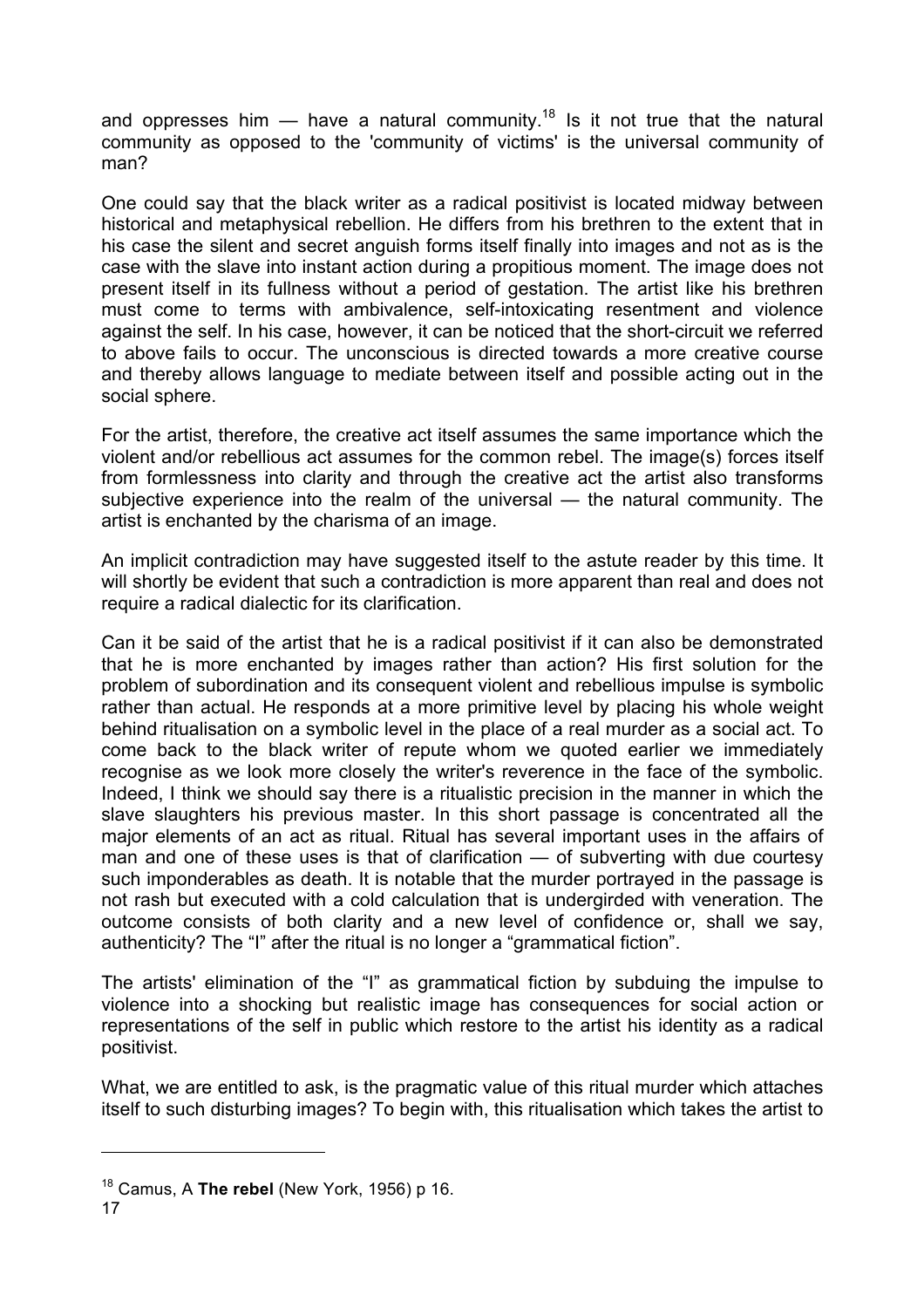and oppresses him — have a natural community.[18] Is it not true that the natural community as opposed to the 'community of victims' is the universal community of man?

One could say that the black writer as a radical positivist is located midway between historical and metaphysical rebellion. He differs from his brethren to the extent that in his case the silent and secret anguish forms itself finally into images and not as is the case with the slave into instant action during a propitious moment. The image does not present itself in its fullness without a period of gestation. The artist like his brethren must come to terms with ambivalence, self-intoxicating resentment and violence against the self. In his case, however, it can be noticed that the short-circuit we referred to above fails to occur. The unconscious is directed towards a more creative course and thereby allows language to mediate between itself and possible acting out in the social sphere.

For the artist, therefore, the creative act itself assumes the same importance which the violent and/or rebellious act assumes for the common rebel. The image(s) forces itself from formlessness into clarity and through the creative act the artist also transforms subjective experience into the realm of the universal — the natural community. The artist is enchanted by the charisma of an image.

An implicit contradiction may have suggested itself to the astute reader by this time. It will shortly be evident that such a contradiction is more apparent than real and does not require a radical dialectic for its clarification.

Can it be said of the artist that he is a radical positivist if it can also be demonstrated that he is more enchanted by images rather than action? His first solution for the problem of subordination and its consequent violent and rebellious impulse is symbolic rather than actual. He responds at a more primitive level by placing his whole weight behind ritualisation on a symbolic level in the place of a real murder as a social act. To come back to the black writer of repute whom we quoted earlier we immediately recognise as we look more closely the writer's reverence in the face of the symbolic. Indeed, I think we should say there is a ritualistic precision in the manner in which the slave slaughters his previous master. In this short passage is concentrated all the major elements of an act as ritual. Ritual has several important uses in the affairs of man and one of these uses is that of clarification — of subverting with due courtesy such imponderables as death. It is notable that the murder portrayed in the passage is not rash but executed with a cold calculation that is undergirded with veneration. The outcome consists of both clarity and a new level of confidence or, shall we say, authenticity? The "I" after the ritual is no longer a "grammatical fiction".

The artists' elimination of the "I" as grammatical fiction by subduing the impulse to violence into a shocking but realistic image has consequences for social action or representations of the self in public which restore to the artist his identity as a radical positivist.

What, we are entitled to ask, is the pragmatic value of this ritual murder which attaches itself to such disturbing images? To begin with, this ritualisation which takes the artist to

---

[18] Camus, A **The rebel** (New York, 1956) p 16.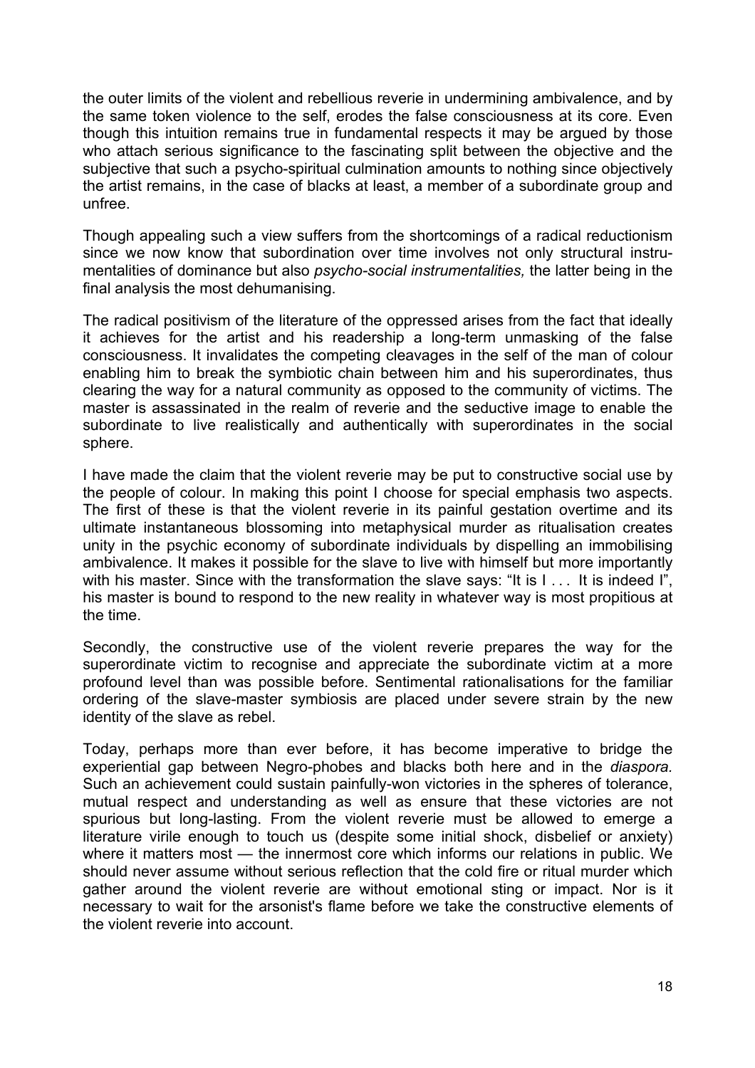the outer limits of the violent and rebellious reverie in undermining ambivalence, and by the same token violence to the self, erodes the false consciousness at its core. Even though this intuition remains true in fundamental respects it may be argued by those who attach serious significance to the fascinating split between the objective and the subjective that such a psycho-spiritual culmination amounts to nothing since objectively the artist remains, in the case of blacks at least, a member of a subordinate group and unfree.

Though appealing such a view suffers from the shortcomings of a radical reductionism since we now know that subordination over time involves not only structural instrumentalities of dominance but also *psycho-social instrumentalities,* the latter being in the final analysis the most dehumanising.

The radical positivism of the literature of the oppressed arises from the fact that ideally it achieves for the artist and his readership a long-term unmasking of the false consciousness. It invalidates the competing cleavages in the self of the man of colour enabling him to break the symbiotic chain between him and his superordinates, thus clearing the way for a natural community as opposed to the community of victims. The master is assassinated in the realm of reverie and the seductive image to enable the subordinate to live realistically and authentically with superordinates in the social sphere.

I have made the claim that the violent reverie may be put to constructive social use by the people of colour. In making this point I choose for special emphasis two aspects. The first of these is that the violent reverie in its painful gestation overtime and its ultimate instantaneous blossoming into metaphysical murder as ritualisation creates unity in the psychic economy of subordinate individuals by dispelling an immobilising ambivalence. It makes it possible for the slave to live with himself but more importantly with his master. Since with the transformation the slave says: "It is I . . . It is indeed I", his master is bound to respond to the new reality in whatever way is most propitious at the time.

Secondly, the constructive use of the violent reverie prepares the way for the superordinate victim to recognise and appreciate the subordinate victim at a more profound level than was possible before. Sentimental rationalisations for the familiar ordering of the slave-master symbiosis are placed under severe strain by the new identity of the slave as rebel.

Today, perhaps more than ever before, it has become imperative to bridge the experiential gap between Negro-phobes and blacks both here and in the *diaspora.* Such an achievement could sustain painfully-won victories in the spheres of tolerance, mutual respect and understanding as well as ensure that these victories are not spurious but long-lasting. From the violent reverie must be allowed to emerge a literature virile enough to touch us (despite some initial shock, disbelief or anxiety) where it matters most — the innermost core which informs our relations in public. We should never assume without serious reflection that the cold fire or ritual murder which gather around the violent reverie are without emotional sting or impact. Nor is it necessary to wait for the arsonist's flame before we take the constructive elements of the violent reverie into account.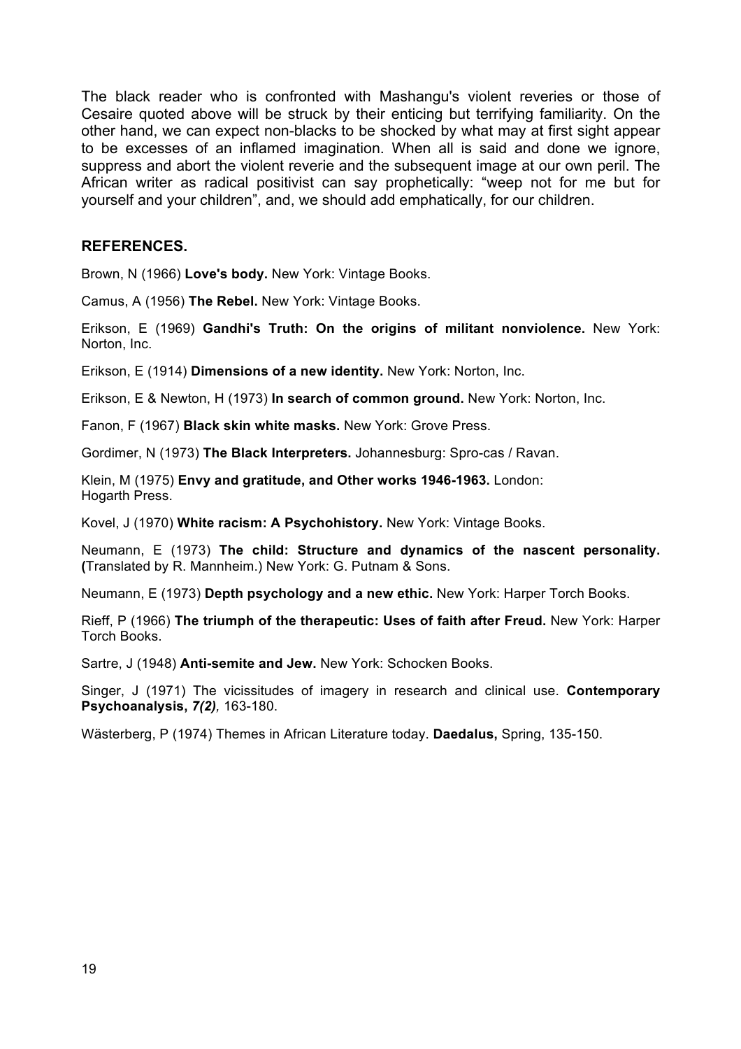The black reader who is confronted with Mashangu's violent reveries or those of Cesaire quoted above will be struck by their enticing but terrifying familiarity. On the other hand, we can expect non-blacks to be shocked by what may at first sight appear to be excesses of an inflamed imagination. When all is said and done we ignore, suppress and abort the violent reverie and the subsequent image at our own peril. The African writer as radical positivist can say prophetically: "weep not for me but for yourself and your children", and, we should add emphatically, for our children.

## REFERENCES.

Brown, N (1966) **Love's body.** New York: Vintage Books.

Camus, A (1956) **The Rebel.** New York: Vintage Books.

Erikson, E (1969) **Gandhi's Truth: On the origins of militant nonviolence.** New York: Norton, Inc.

Erikson, E (1914) **Dimensions of a new identity.** New York: Norton, Inc.

Erikson, E & Newton, H (1973) **In search of common ground.** New York: Norton, Inc.

Fanon, F (1967) **Black skin white masks.** New York: Grove Press.

Gordimer, N (1973) **The Black Interpreters.** Johannesburg: Spro-cas / Ravan.

Klein, M (1975) **Envy and gratitude, and Other works 1946-1963.** London: Hogarth Press.

Kovel, J (1970) **White racism: A Psychohistory.** New York: Vintage Books.

Neumann, E (1973) **The child: Structure and dynamics of the nascent personality. (**Translated by R. Mannheim.) New York: G. Putnam & Sons.

Neumann, E (1973) **Depth psychology and a new ethic.** New York: Harper Torch Books.

Rieff, P (1966) **The triumph of the therapeutic: Uses of faith after Freud.** New York: Harper Torch Books.

Sartre, J (1948) **Anti-semite and Jew.** New York: Schocken Books.

Singer, J (1971) The vicissitudes of imagery in research and clinical use. **Contemporary Psychoanalysis,** ***7(2),*** 163-180.

Wästerberg, P (1974) Themes in African Literature today. **Daedalus,** Spring, 135-150.